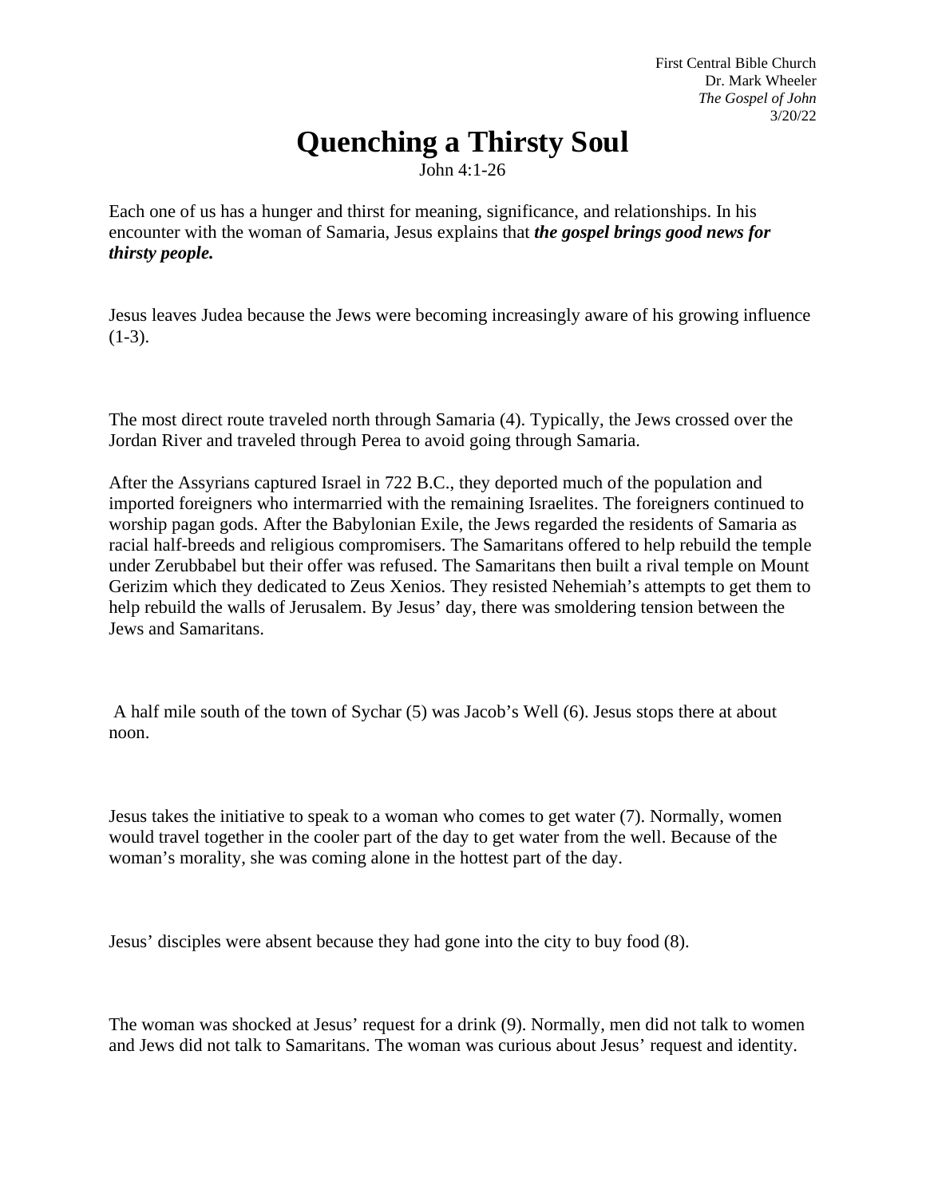First Central Bible Church
Dr. Mark Wheeler
*The Gospel of John*
3/20/22

# Quenching a Thirsty Soul

John 4:1-26

Each one of us has a hunger and thirst for meaning, significance, and relationships. In his encounter with the woman of Samaria, Jesus explains that ***the gospel brings good news for thirsty people.***

Jesus leaves Judea because the Jews were becoming increasingly aware of his growing influence (1-3).

The most direct route traveled north through Samaria (4). Typically, the Jews crossed over the Jordan River and traveled through Perea to avoid going through Samaria.

After the Assyrians captured Israel in 722 B.C., they deported much of the population and imported foreigners who intermarried with the remaining Israelites. The foreigners continued to worship pagan gods. After the Babylonian Exile, the Jews regarded the residents of Samaria as racial half-breeds and religious compromisers. The Samaritans offered to help rebuild the temple under Zerubbabel but their offer was refused. The Samaritans then built a rival temple on Mount Gerizim which they dedicated to Zeus Xenios. They resisted Nehemiah's attempts to get them to help rebuild the walls of Jerusalem. By Jesus' day, there was smoldering tension between the Jews and Samaritans.

A half mile south of the town of Sychar (5) was Jacob's Well (6). Jesus stops there at about noon.

Jesus takes the initiative to speak to a woman who comes to get water (7). Normally, women would travel together in the cooler part of the day to get water from the well. Because of the woman's morality, she was coming alone in the hottest part of the day.

Jesus' disciples were absent because they had gone into the city to buy food (8).

The woman was shocked at Jesus' request for a drink (9). Normally, men did not talk to women and Jews did not talk to Samaritans. The woman was curious about Jesus' request and identity.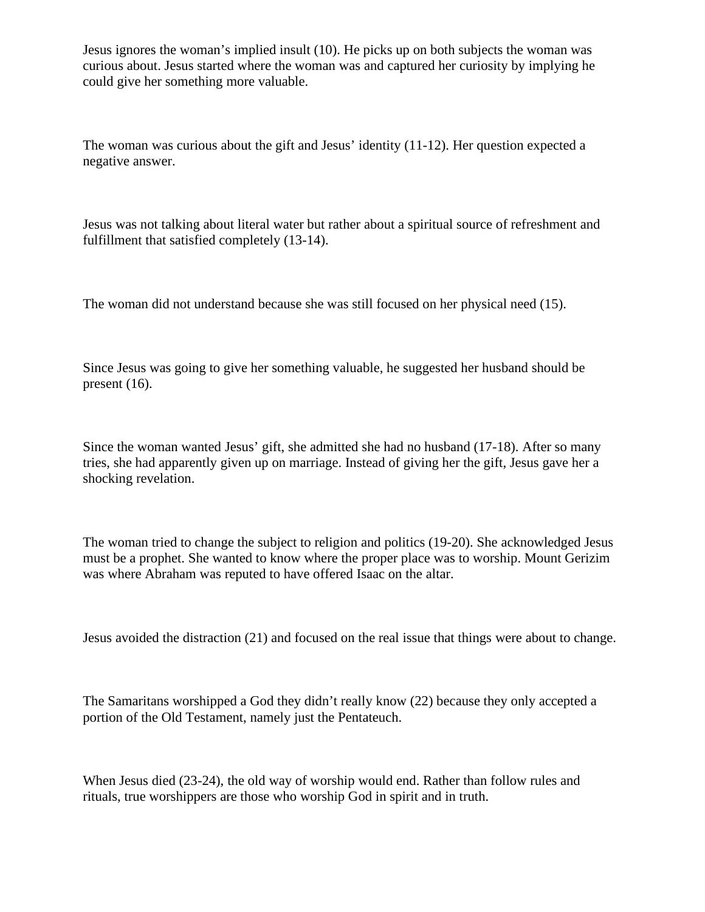Jesus ignores the woman's implied insult (10). He picks up on both subjects the woman was curious about. Jesus started where the woman was and captured her curiosity by implying he could give her something more valuable.

The woman was curious about the gift and Jesus' identity (11-12). Her question expected a negative answer.

Jesus was not talking about literal water but rather about a spiritual source of refreshment and fulfillment that satisfied completely (13-14).

The woman did not understand because she was still focused on her physical need (15).

Since Jesus was going to give her something valuable, he suggested her husband should be present (16).

Since the woman wanted Jesus' gift, she admitted she had no husband (17-18). After so many tries, she had apparently given up on marriage. Instead of giving her the gift, Jesus gave her a shocking revelation.

The woman tried to change the subject to religion and politics (19-20). She acknowledged Jesus must be a prophet. She wanted to know where the proper place was to worship. Mount Gerizim was where Abraham was reputed to have offered Isaac on the altar.

Jesus avoided the distraction (21) and focused on the real issue that things were about to change.

The Samaritans worshipped a God they didn't really know (22) because they only accepted a portion of the Old Testament, namely just the Pentateuch.

When Jesus died (23-24), the old way of worship would end. Rather than follow rules and rituals, true worshippers are those who worship God in spirit and in truth.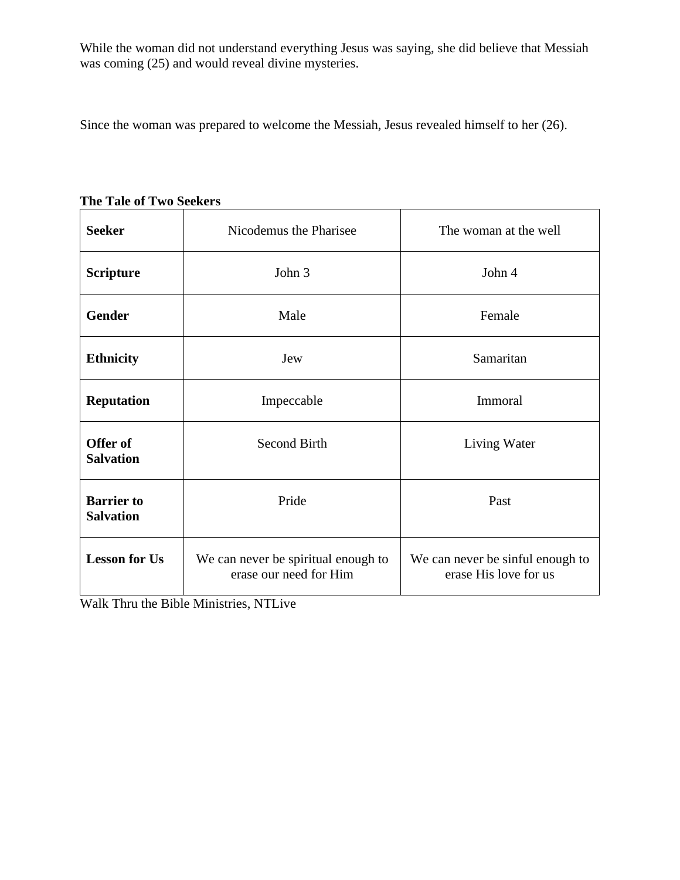While the woman did not understand everything Jesus was saying, she did believe that Messiah was coming (25) and would reveal divine mysteries.

Since the woman was prepared to welcome the Messiah, Jesus revealed himself to her (26).

**The Tale of Two Seekers**

| **Seeker** | Nicodemus the Pharisee | The woman at the well |
|---|---|---|
| **Scripture** | John 3 | John 4 |
| **Gender** | Male | Female |
| **Ethnicity** | Jew | Samaritan |
| **Reputation** | Impeccable | Immoral |
| **Offer of Salvation** | Second Birth | Living Water |
| **Barrier to Salvation** | Pride | Past |
| **Lesson for Us** | We can never be spiritual enough to erase our need for Him | We can never be sinful enough to erase His love for us |

Walk Thru the Bible Ministries, NTLive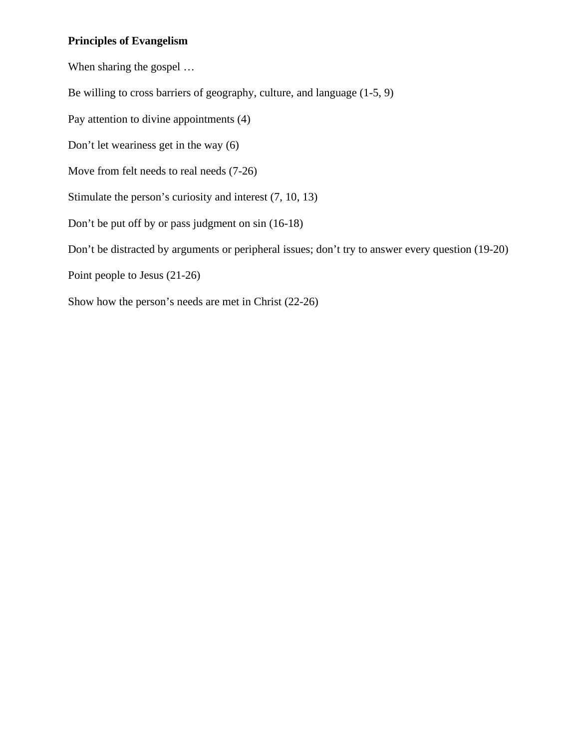**Principles of Evangelism**

When sharing the gospel …

Be willing to cross barriers of geography, culture, and language (1-5, 9)

Pay attention to divine appointments (4)

Don't let weariness get in the way (6)

Move from felt needs to real needs (7-26)

Stimulate the person's curiosity and interest (7, 10, 13)

Don't be put off by or pass judgment on sin (16-18)

Don't be distracted by arguments or peripheral issues; don't try to answer every question (19-20)

Point people to Jesus (21-26)

Show how the person's needs are met in Christ (22-26)